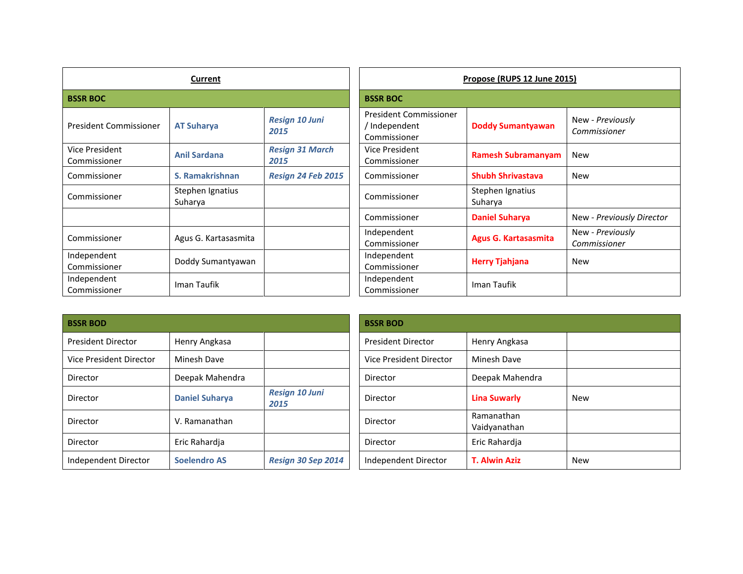| **Current** | | |
|---|---|---|
| **BSSR BOC** | | |
| President Commissioner | **AT Suharya** | ***Resign 10 Juni 2015*** |
| Vice President Commissioner | **Anil Sardana** | ***Resign 31 March 2015*** |
| Commissioner | **S. Ramakrishnan** | ***Resign 24 Feb 2015*** |
| Commissioner | Stephen Ignatius Suharya | |
| | | |
| Commissioner | Agus G. Kartasasmita | |
| Independent Commissioner | Doddy Sumantyawan | |
| Independent Commissioner | Iman Taufik | |

| **Propose (RUPS 12 June 2015)** | | |
|---|---|---|
| **BSSR BOC** | | |
| President Commissioner / Independent Commissioner | **Doddy Sumantyawan** | New - *Previously Commissioner* |
| Vice President Commissioner | **Ramesh Subramanyam** | New |
| Commissioner | **Shubh Shrivastava** | New |
| Commissioner | Stephen Ignatius Suharya | |
| Commissioner | **Daniel Suharya** | New - *Previously Director* |
| Independent Commissioner | **Agus G. Kartasasmita** | New - *Previously Commissioner* |
| Independent Commissioner | **Herry Tjahjana** | New |
| Independent Commissioner | Iman Taufik | |

| **BSSR BOD** | | |
|---|---|---|
| President Director | Henry Angkasa | |
| Vice President Director | Minesh Dave | |
| Director | Deepak Mahendra | |
| Director | **Daniel Suharya** | ***Resign 10 Juni 2015*** |
| Director | V. Ramanathan | |
| Director | Eric Rahardja | |
| Independent Director | **Soelendro AS** | ***Resign 30 Sep 2014*** |

| **BSSR BOD** | | |
|---|---|---|
| President Director | Henry Angkasa | |
| Vice President Director | Minesh Dave | |
| Director | Deepak Mahendra | |
| Director | **Lina Suwarly** | New |
| Director | Ramanathan Vaidyanathan | |
| Director | Eric Rahardja | |
| Independent Director | **T. Alwin Aziz** | New |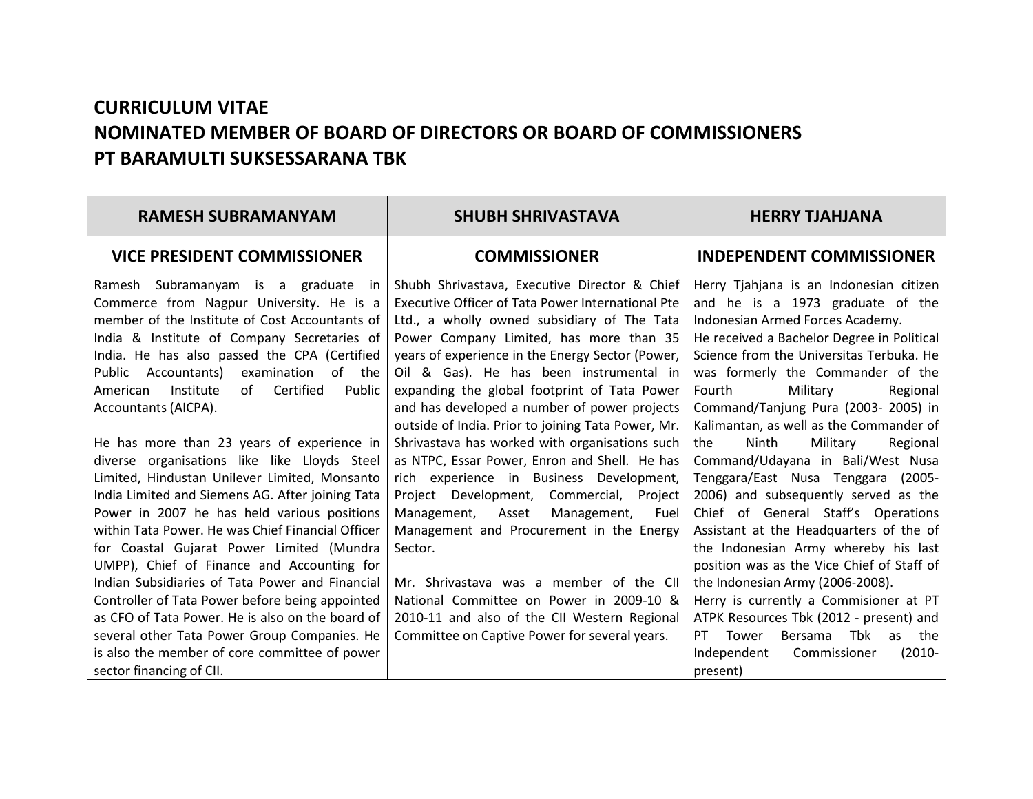# CURRICULUM VITAE
# NOMINATED MEMBER OF BOARD OF DIRECTORS OR BOARD OF COMMISSIONERS
# PT BARAMULTI SUKSESSARANA TBK

| RAMESH SUBRAMANYAM | SHUBH SHRIVASTAVA | HERRY TJAHJANA |
|---|---|---|
| **VICE PRESIDENT COMMISSIONER** | **COMMISSIONER** | **INDEPENDENT COMMISSIONER** |
| Ramesh Subramanyam is a graduate in Commerce from Nagpur University. He is a member of the Institute of Cost Accountants of India & Institute of Company Secretaries of India. He has also passed the CPA (Certified Public Accountants) examination of the American Institute of Certified Public Accountants (AICPA).<br><br>He has more than 23 years of experience in diverse organisations like like Lloyds Steel Limited, Hindustan Unilever Limited, Monsanto India Limited and Siemens AG. After joining Tata Power in 2007 he has held various positions within Tata Power. He was Chief Financial Officer for Coastal Gujarat Power Limited (Mundra UMPP), Chief of Finance and Accounting for Indian Subsidiaries of Tata Power and Financial Controller of Tata Power before being appointed as CFO of Tata Power. He is also on the board of several other Tata Power Group Companies. He is also the member of core committee of power sector financing of CII. | Shubh Shrivastava, Executive Director & Chief Executive Officer of Tata Power International Pte Ltd., a wholly owned subsidiary of The Tata Power Company Limited, has more than 35 years of experience in the Energy Sector (Power, Oil & Gas). He has been instrumental in expanding the global footprint of Tata Power and has developed a number of power projects outside of India. Prior to joining Tata Power, Mr. Shrivastava has worked with organisations such as NTPC, Essar Power, Enron and Shell. He has rich experience in Business Development, Project Development, Commercial, Project Management, Asset Management, Fuel Management and Procurement in the Energy Sector.<br><br>Mr. Shrivastava was a member of the CII National Committee on Power in 2009-10 & 2010-11 and also of the CII Western Regional Committee on Captive Power for several years. | Herry Tjahjana is an Indonesian citizen and he is a 1973 graduate of the Indonesian Armed Forces Academy.<br>He received a Bachelor Degree in Political Science from the Universitas Terbuka. He was formerly the Commander of the Fourth Military Regional Command/Tanjung Pura (2003- 2005) in Kalimantan, as well as the Commander of the Ninth Military Regional Command/Udayana in Bali/West Nusa Tenggara/East Nusa Tenggara (2005-2006) and subsequently served as the Chief of General Staff's Operations Assistant at the Headquarters of the of the Indonesian Army whereby his last position was as the Vice Chief of Staff of the Indonesian Army (2006-2008).<br>Herry is currently a Commisioner at PT ATPK Resources Tbk (2012 - present) and PT Tower Bersama Tbk as the Independent Commissioner (2010-present) |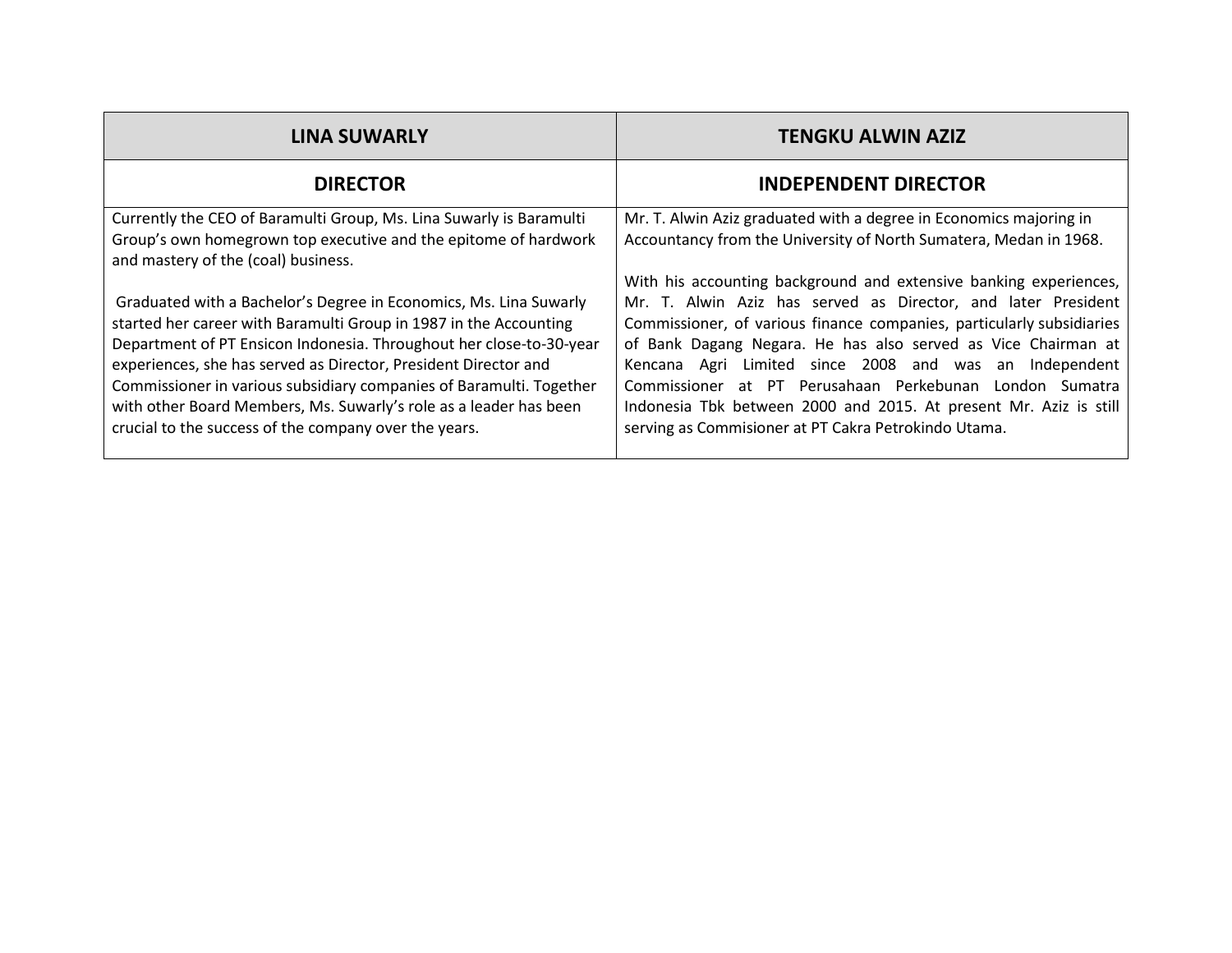| LINA SUWARLY | TENGKU ALWIN AZIZ |
|---|---|
| **DIRECTOR** | **INDEPENDENT DIRECTOR** |
| Currently the CEO of Baramulti Group, Ms. Lina Suwarly is Baramulti Group's own homegrown top executive and the epitome of hardwork and mastery of the (coal) business.<br><br>Graduated with a Bachelor's Degree in Economics, Ms. Lina Suwarly started her career with Baramulti Group in 1987 in the Accounting Department of PT Ensicon Indonesia. Throughout her close-to-30-year experiences, she has served as Director, President Director and Commissioner in various subsidiary companies of Baramulti. Together with other Board Members, Ms. Suwarly's role as a leader has been crucial to the success of the company over the years. | Mr. T. Alwin Aziz graduated with a degree in Economics majoring in Accountancy from the University of North Sumatera, Medan in 1968.<br><br>With his accounting background and extensive banking experiences, Mr. T. Alwin Aziz has served as Director, and later President Commissioner, of various finance companies, particularly subsidiaries of Bank Dagang Negara. He has also served as Vice Chairman at Kencana Agri Limited since 2008 and was an Independent Commissioner at PT Perusahaan Perkebunan London Sumatra Indonesia Tbk between 2000 and 2015. At present Mr. Aziz is still serving as Commisioner at PT Cakra Petrokindo Utama. |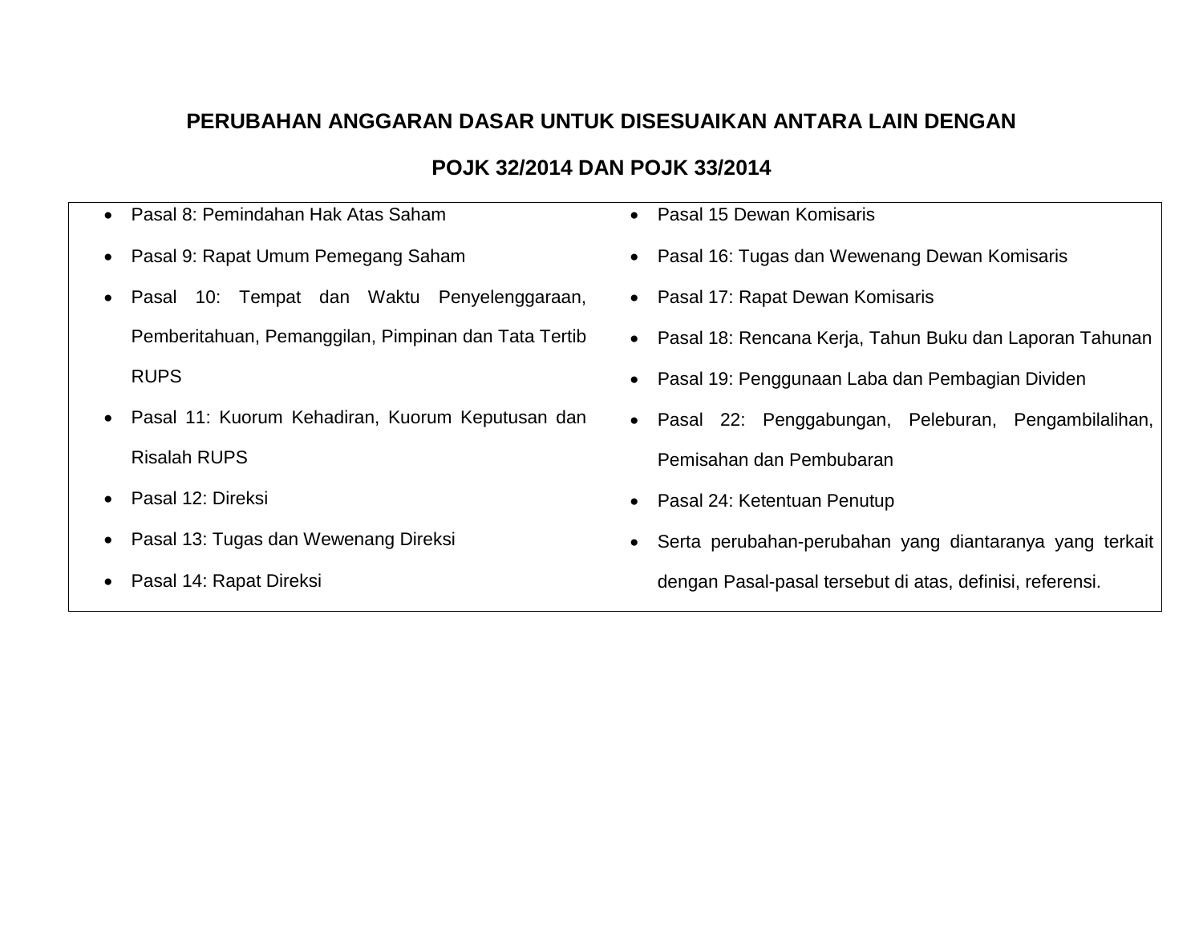## PERUBAHAN ANGGARAN DASAR UNTUK DISESUAIKAN ANTARA LAIN DENGAN POJK 32/2014 DAN POJK 33/2014

- Pasal 8: Pemindahan Hak Atas Saham
- Pasal 9: Rapat Umum Pemegang Saham
- Pasal 10: Tempat dan Waktu Penyelenggaraan, Pemberitahuan, Pemanggilan, Pimpinan dan Tata Tertib RUPS
- Pasal 11: Kuorum Kehadiran, Kuorum Keputusan dan Risalah RUPS
- Pasal 12: Direksi
- Pasal 13: Tugas dan Wewenang Direksi
- Pasal 14: Rapat Direksi
- Pasal 15 Dewan Komisaris
- Pasal 16: Tugas dan Wewenang Dewan Komisaris
- Pasal 17: Rapat Dewan Komisaris
- Pasal 18: Rencana Kerja, Tahun Buku dan Laporan Tahunan
- Pasal 19: Penggunaan Laba dan Pembagian Dividen
- Pasal 22: Penggabungan, Peleburan, Pengambilalihan, Pemisahan dan Pembubaran
- Pasal 24: Ketentuan Penutup
- Serta perubahan-perubahan yang diantaranya yang terkait dengan Pasal-pasal tersebut di atas, definisi, referensi.